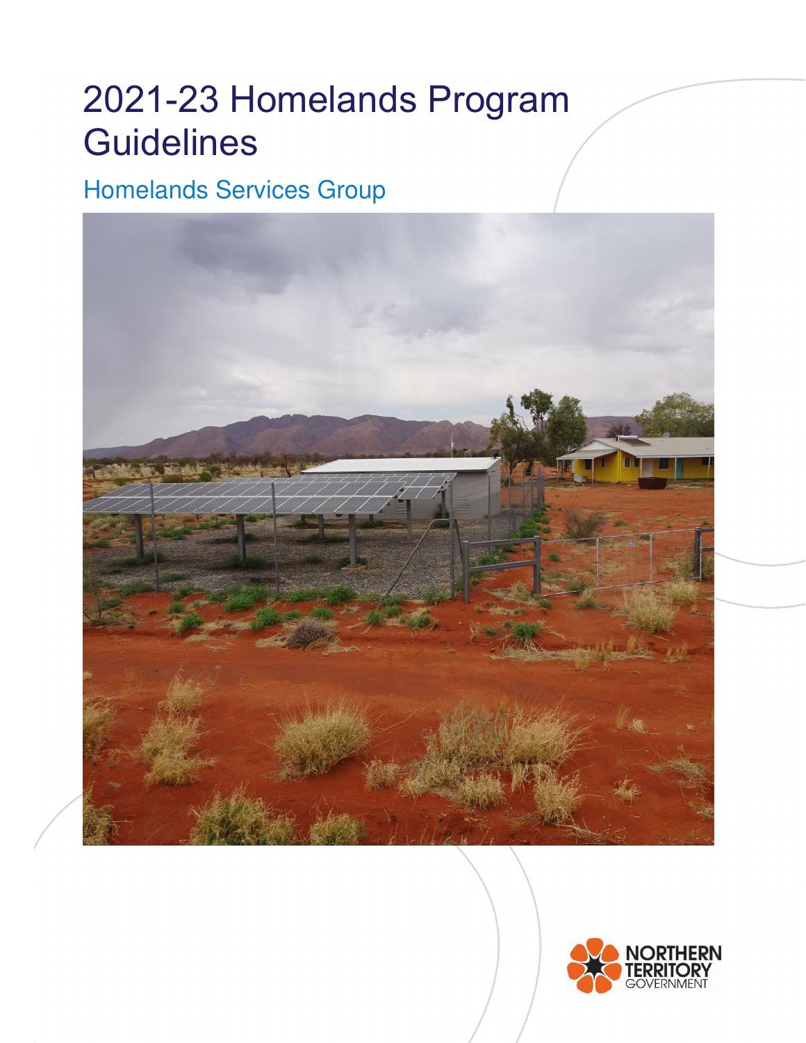# 2021-23 Homelands Program Guidelines

## Homelands Services Group

NORTHERN TERRITORY GOVERNMENT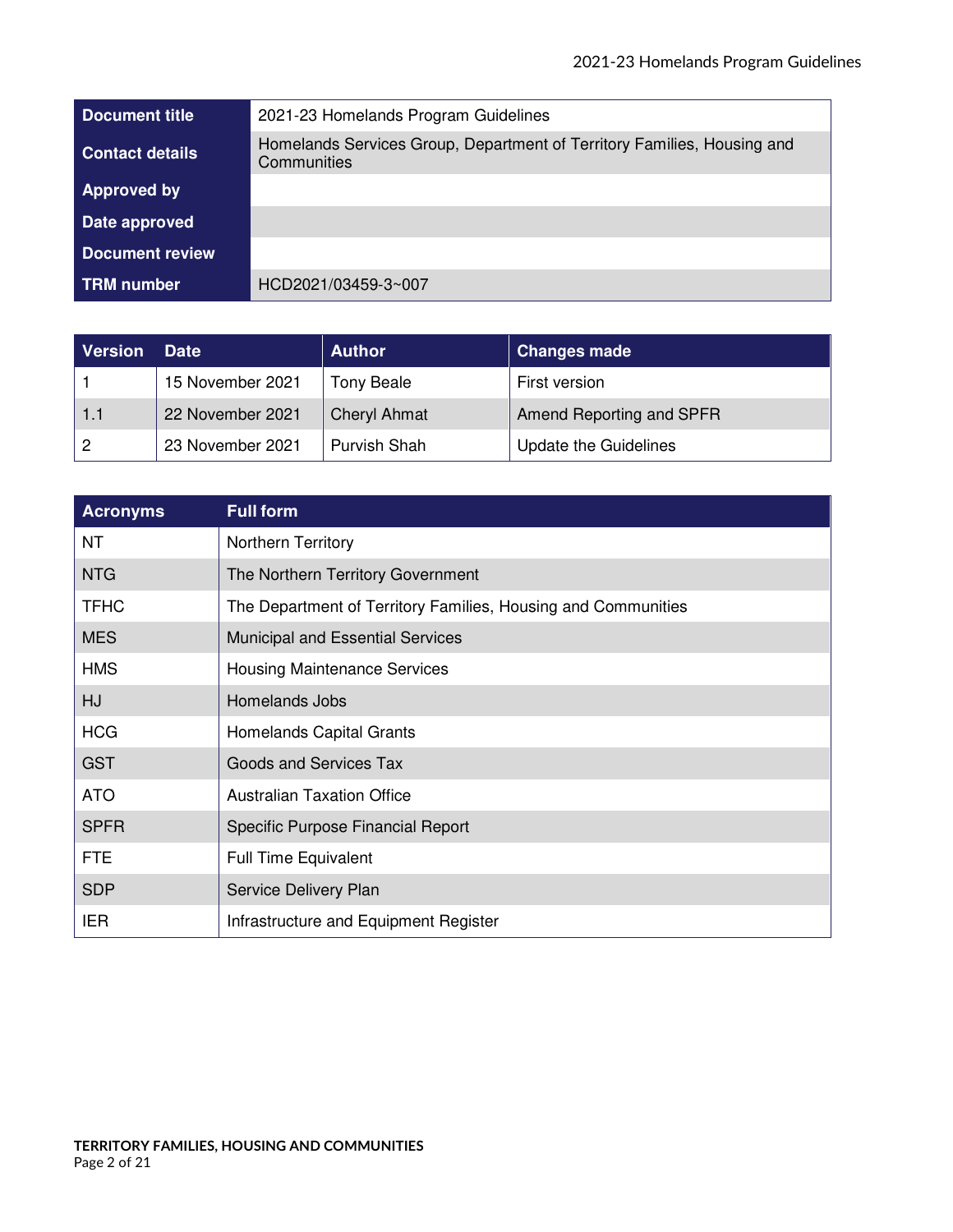| Document title | 2021-23 Homelands Program Guidelines |
| --- | --- |
| Contact details | Homelands Services Group, Department of Territory Families, Housing and Communities |
| Approved by | |
| Date approved | |
| Document review | |
| TRM number | HCD2021/03459-3~007 |

| Version | Date | Author | Changes made |
| --- | --- | --- | --- |
| 1 | 15 November 2021 | Tony Beale | First version |
| 1.1 | 22 November 2021 | Cheryl Ahmat | Amend Reporting and SPFR |
| 2 | 23 November 2021 | Purvish Shah | Update the Guidelines |

| Acronyms | Full form |
| --- | --- |
| NT | Northern Territory |
| NTG | The Northern Territory Government |
| TFHC | The Department of Territory Families, Housing and Communities |
| MES | Municipal and Essential Services |
| HMS | Housing Maintenance Services |
| HJ | Homelands Jobs |
| HCG | Homelands Capital Grants |
| GST | Goods and Services Tax |
| ATO | Australian Taxation Office |
| SPFR | Specific Purpose Financial Report |
| FTE | Full Time Equivalent |
| SDP | Service Delivery Plan |
| IER | Infrastructure and Equipment Register |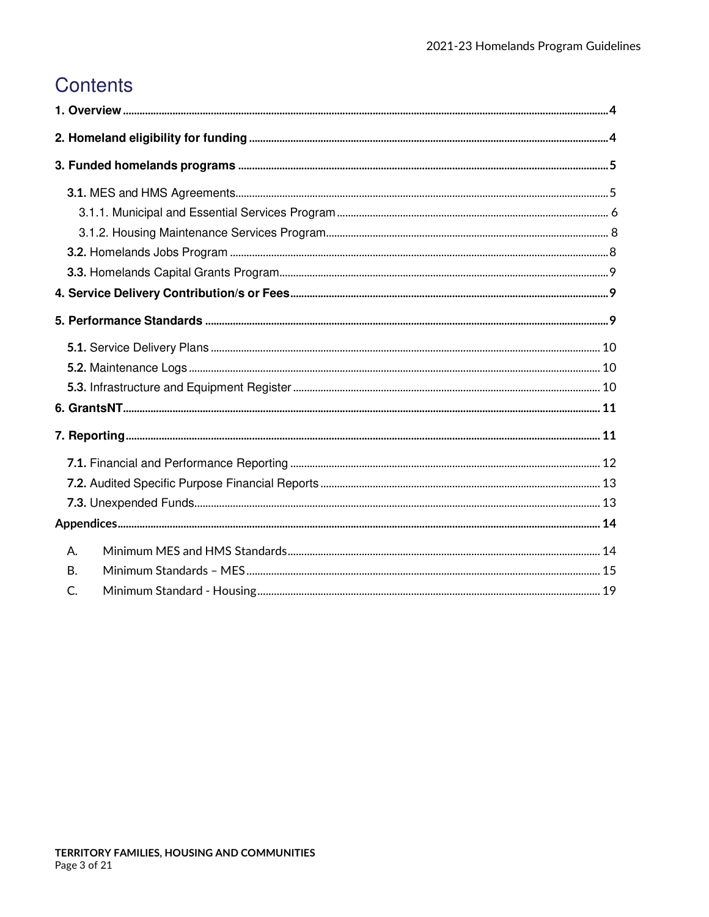# Contents

**1. Overview** ..... 4

**2. Homeland eligibility for funding** ..... 4

**3. Funded homelands programs** ..... 5

- **3.1.** MES and HMS Agreements ..... 5
  - 3.1.1. Municipal and Essential Services Program ..... 6
  - 3.1.2. Housing Maintenance Services Program ..... 8
- **3.2.** Homelands Jobs Program ..... 8
- **3.3.** Homelands Capital Grants Program ..... 9

**4. Service Delivery Contribution/s or Fees** ..... 9

**5. Performance Standards** ..... 9

- **5.1.** Service Delivery Plans ..... 10
- **5.2.** Maintenance Logs ..... 10
- **5.3.** Infrastructure and Equipment Register ..... 10

**6. GrantsNT** ..... 11

**7. Reporting** ..... 11

- **7.1.** Financial and Performance Reporting ..... 12
- **7.2.** Audited Specific Purpose Financial Reports ..... 13
- **7.3.** Unexpended Funds ..... 13

**Appendices** ..... 14

- A. Minimum MES and HMS Standards ..... 14
- B. Minimum Standards – MES ..... 15
- C. Minimum Standard - Housing ..... 19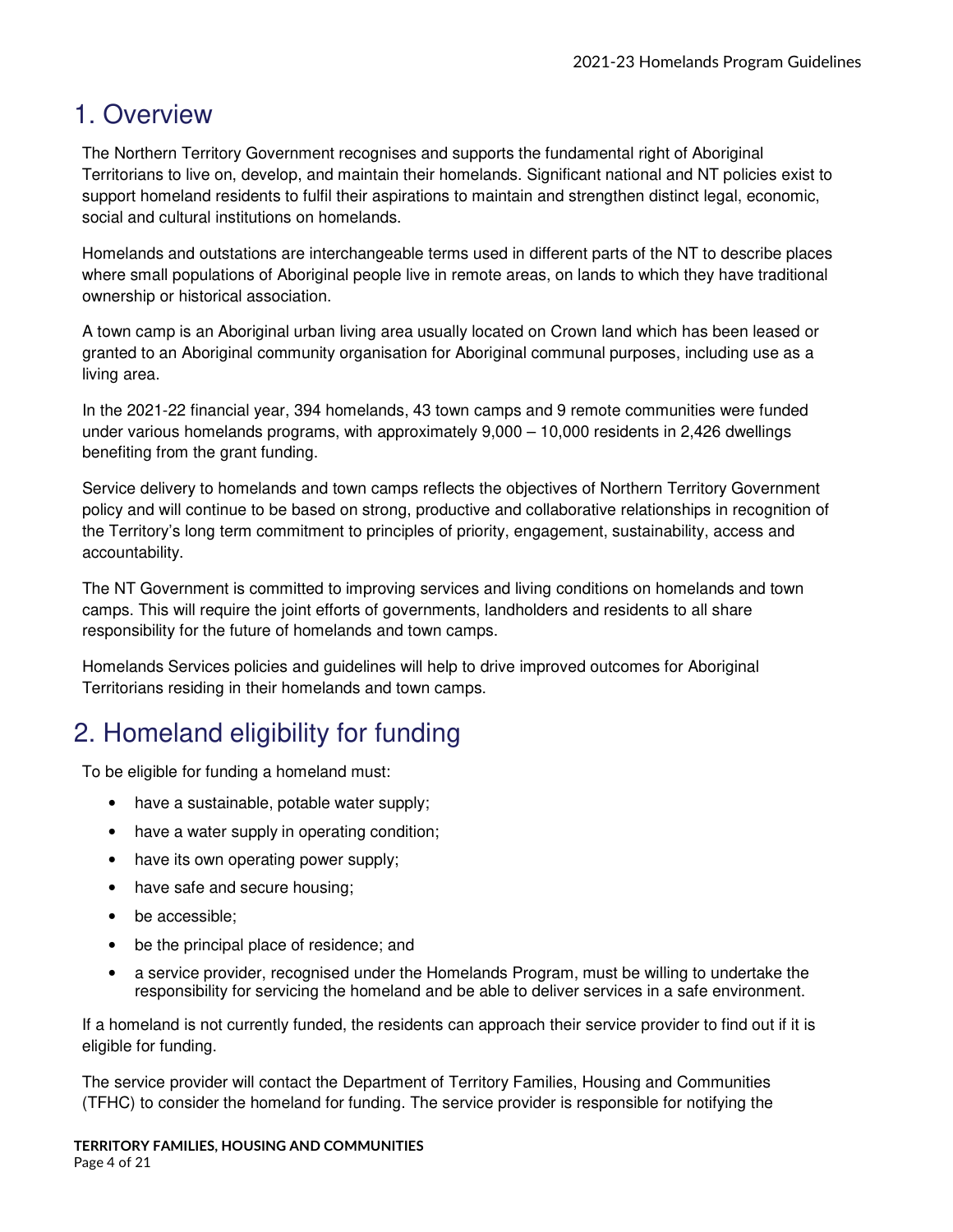# 1. Overview

The Northern Territory Government recognises and supports the fundamental right of Aboriginal Territorians to live on, develop, and maintain their homelands. Significant national and NT policies exist to support homeland residents to fulfil their aspirations to maintain and strengthen distinct legal, economic, social and cultural institutions on homelands.

Homelands and outstations are interchangeable terms used in different parts of the NT to describe places where small populations of Aboriginal people live in remote areas, on lands to which they have traditional ownership or historical association.

A town camp is an Aboriginal urban living area usually located on Crown land which has been leased or granted to an Aboriginal community organisation for Aboriginal communal purposes, including use as a living area.

In the 2021-22 financial year, 394 homelands, 43 town camps and 9 remote communities were funded under various homelands programs, with approximately 9,000 – 10,000 residents in 2,426 dwellings benefiting from the grant funding.

Service delivery to homelands and town camps reflects the objectives of Northern Territory Government policy and will continue to be based on strong, productive and collaborative relationships in recognition of the Territory's long term commitment to principles of priority, engagement, sustainability, access and accountability.

The NT Government is committed to improving services and living conditions on homelands and town camps. This will require the joint efforts of governments, landholders and residents to all share responsibility for the future of homelands and town camps.

Homelands Services policies and guidelines will help to drive improved outcomes for Aboriginal Territorians residing in their homelands and town camps.

# 2. Homeland eligibility for funding

To be eligible for funding a homeland must:

- have a sustainable, potable water supply;
- have a water supply in operating condition;
- have its own operating power supply;
- have safe and secure housing;
- be accessible;
- be the principal place of residence; and
- a service provider, recognised under the Homelands Program, must be willing to undertake the responsibility for servicing the homeland and be able to deliver services in a safe environment.

If a homeland is not currently funded, the residents can approach their service provider to find out if it is eligible for funding.

The service provider will contact the Department of Territory Families, Housing and Communities (TFHC) to consider the homeland for funding. The service provider is responsible for notifying the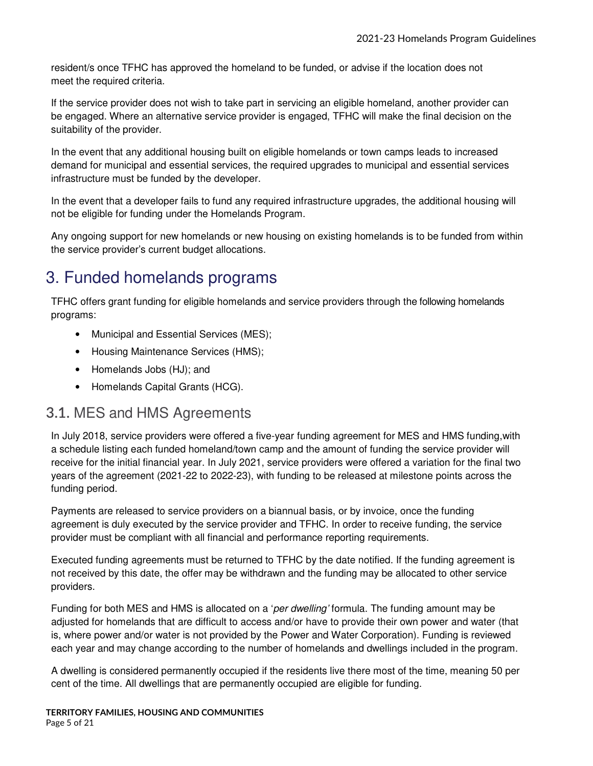resident/s once TFHC has approved the homeland to be funded, or advise if the location does not meet the required criteria.

If the service provider does not wish to take part in servicing an eligible homeland, another provider can be engaged. Where an alternative service provider is engaged, TFHC will make the final decision on the suitability of the provider.

In the event that any additional housing built on eligible homelands or town camps leads to increased demand for municipal and essential services, the required upgrades to municipal and essential services infrastructure must be funded by the developer.

In the event that a developer fails to fund any required infrastructure upgrades, the additional housing will not be eligible for funding under the Homelands Program.

Any ongoing support for new homelands or new housing on existing homelands is to be funded from within the service provider's current budget allocations.

# 3. Funded homelands programs

TFHC offers grant funding for eligible homelands and service providers through the following homelands programs:

- Municipal and Essential Services (MES);
- Housing Maintenance Services (HMS);
- Homelands Jobs (HJ); and
- Homelands Capital Grants (HCG).

## 3.1. MES and HMS Agreements

In July 2018, service providers were offered a five-year funding agreement for MES and HMS funding,with a schedule listing each funded homeland/town camp and the amount of funding the service provider will receive for the initial financial year. In July 2021, service providers were offered a variation for the final two years of the agreement (2021-22 to 2022-23), with funding to be released at milestone points across the funding period.

Payments are released to service providers on a biannual basis, or by invoice, once the funding agreement is duly executed by the service provider and TFHC. In order to receive funding, the service provider must be compliant with all financial and performance reporting requirements.

Executed funding agreements must be returned to TFHC by the date notified. If the funding agreement is not received by this date, the offer may be withdrawn and the funding may be allocated to other service providers.

Funding for both MES and HMS is allocated on a '*per dwelling'* formula. The funding amount may be adjusted for homelands that are difficult to access and/or have to provide their own power and water (that is, where power and/or water is not provided by the Power and Water Corporation). Funding is reviewed each year and may change according to the number of homelands and dwellings included in the program.

A dwelling is considered permanently occupied if the residents live there most of the time, meaning 50 per cent of the time. All dwellings that are permanently occupied are eligible for funding.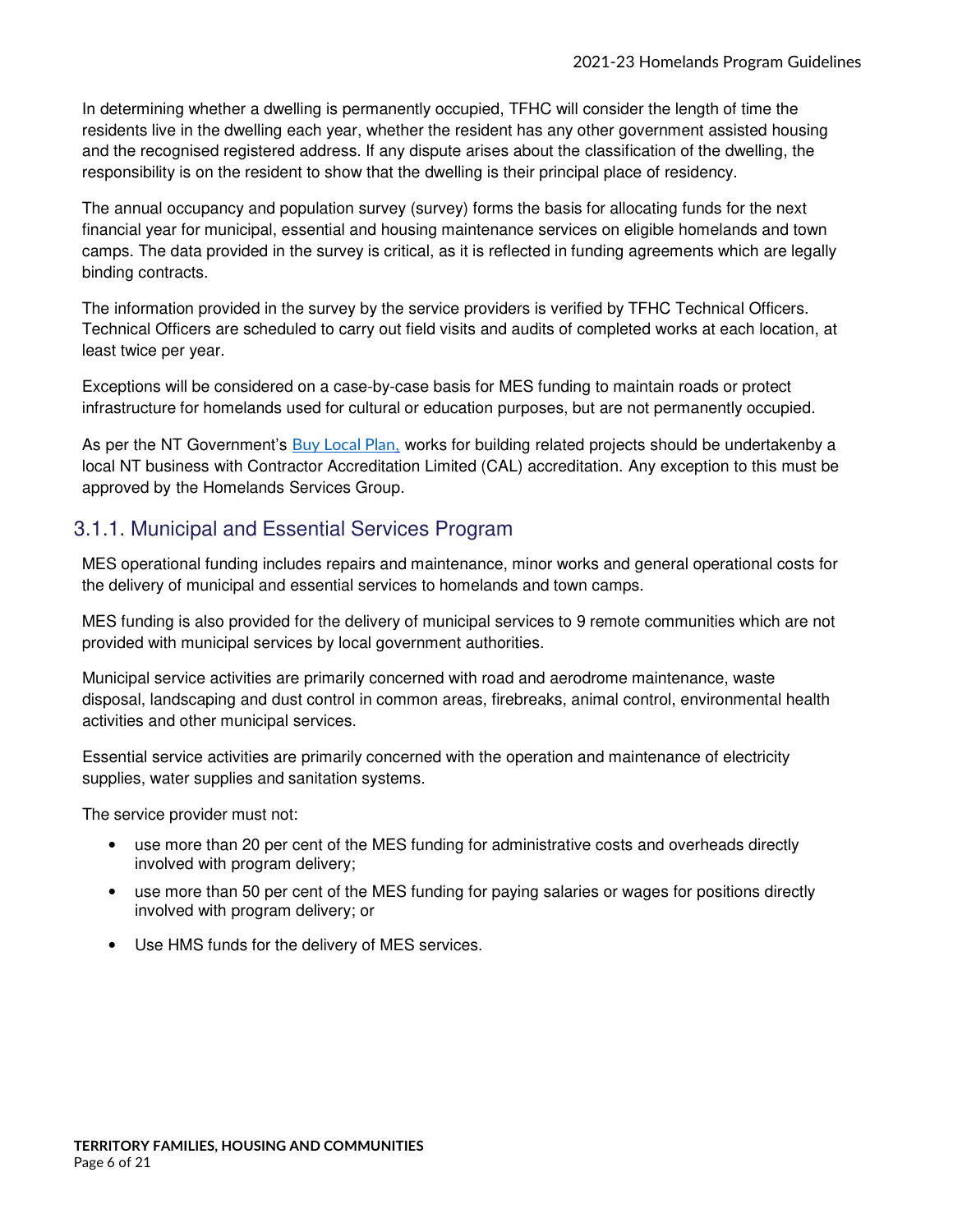In determining whether a dwelling is permanently occupied, TFHC will consider the length of time the residents live in the dwelling each year, whether the resident has any other government assisted housing and the recognised registered address. If any dispute arises about the classification of the dwelling, the responsibility is on the resident to show that the dwelling is their principal place of residency.

The annual occupancy and population survey (survey) forms the basis for allocating funds for the next financial year for municipal, essential and housing maintenance services on eligible homelands and town camps. The data provided in the survey is critical, as it is reflected in funding agreements which are legally binding contracts.

The information provided in the survey by the service providers is verified by TFHC Technical Officers. Technical Officers are scheduled to carry out field visits and audits of completed works at each location, at least twice per year.

Exceptions will be considered on a case-by-case basis for MES funding to maintain roads or protect infrastructure for homelands used for cultural or education purposes, but are not permanently occupied.

As per the NT Government's Buy Local Plan, works for building related projects should be undertakenby a local NT business with Contractor Accreditation Limited (CAL) accreditation. Any exception to this must be approved by the Homelands Services Group.

### 3.1.1. Municipal and Essential Services Program

MES operational funding includes repairs and maintenance, minor works and general operational costs for the delivery of municipal and essential services to homelands and town camps.

MES funding is also provided for the delivery of municipal services to 9 remote communities which are not provided with municipal services by local government authorities.

Municipal service activities are primarily concerned with road and aerodrome maintenance, waste disposal, landscaping and dust control in common areas, firebreaks, animal control, environmental health activities and other municipal services.

Essential service activities are primarily concerned with the operation and maintenance of electricity supplies, water supplies and sanitation systems.

The service provider must not:

- use more than 20 per cent of the MES funding for administrative costs and overheads directly involved with program delivery;
- use more than 50 per cent of the MES funding for paying salaries or wages for positions directly involved with program delivery; or
- Use HMS funds for the delivery of MES services.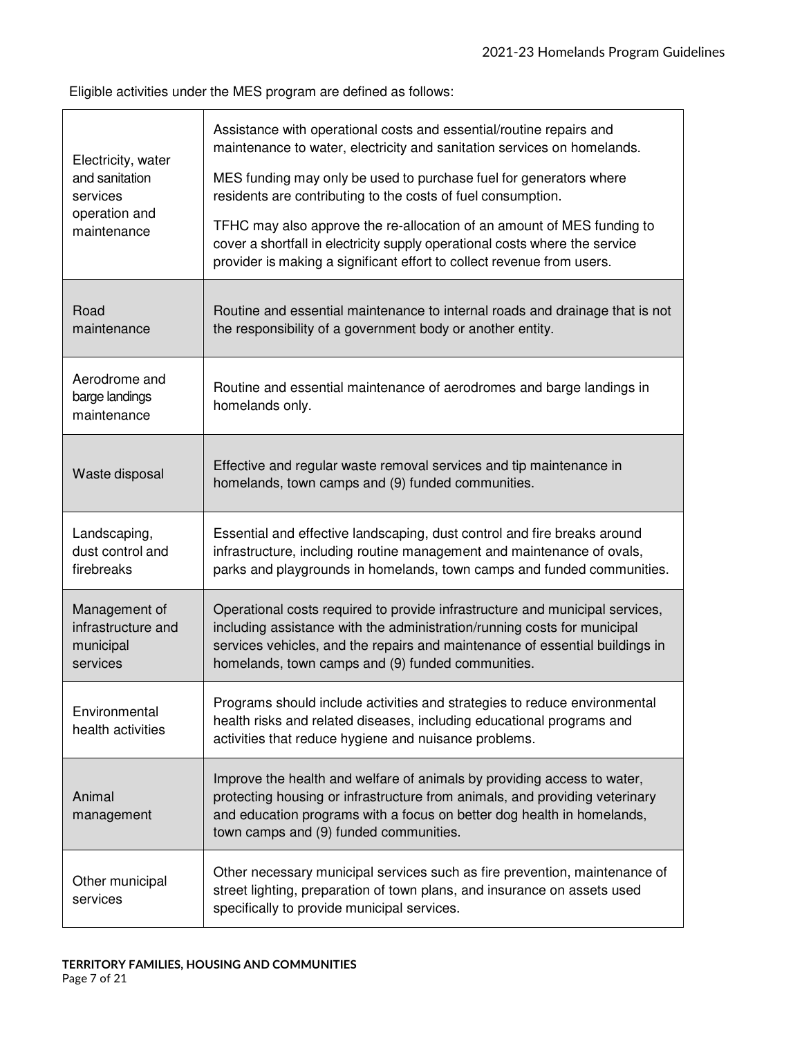Eligible activities under the MES program are defined as follows:

| | |
|---|---|
| Electricity, water and sanitation services operation and maintenance | Assistance with operational costs and essential/routine repairs and maintenance to water, electricity and sanitation services on homelands.<br><br>MES funding may only be used to purchase fuel for generators where residents are contributing to the costs of fuel consumption.<br><br>TFHC may also approve the re-allocation of an amount of MES funding to cover a shortfall in electricity supply operational costs where the service provider is making a significant effort to collect revenue from users. |
| Road maintenance | Routine and essential maintenance to internal roads and drainage that is not the responsibility of a government body or another entity. |
| Aerodrome and barge landings maintenance | Routine and essential maintenance of aerodromes and barge landings in homelands only. |
| Waste disposal | Effective and regular waste removal services and tip maintenance in homelands, town camps and (9) funded communities. |
| Landscaping, dust control and firebreaks | Essential and effective landscaping, dust control and fire breaks around infrastructure, including routine management and maintenance of ovals, parks and playgrounds in homelands, town camps and funded communities. |
| Management of infrastructure and municipal services | Operational costs required to provide infrastructure and municipal services, including assistance with the administration/running costs for municipal services vehicles, and the repairs and maintenance of essential buildings in homelands, town camps and (9) funded communities. |
| Environmental health activities | Programs should include activities and strategies to reduce environmental health risks and related diseases, including educational programs and activities that reduce hygiene and nuisance problems. |
| Animal management | Improve the health and welfare of animals by providing access to water, protecting housing or infrastructure from animals, and providing veterinary and education programs with a focus on better dog health in homelands, town camps and (9) funded communities. |
| Other municipal services | Other necessary municipal services such as fire prevention, maintenance of street lighting, preparation of town plans, and insurance on assets used specifically to provide municipal services. |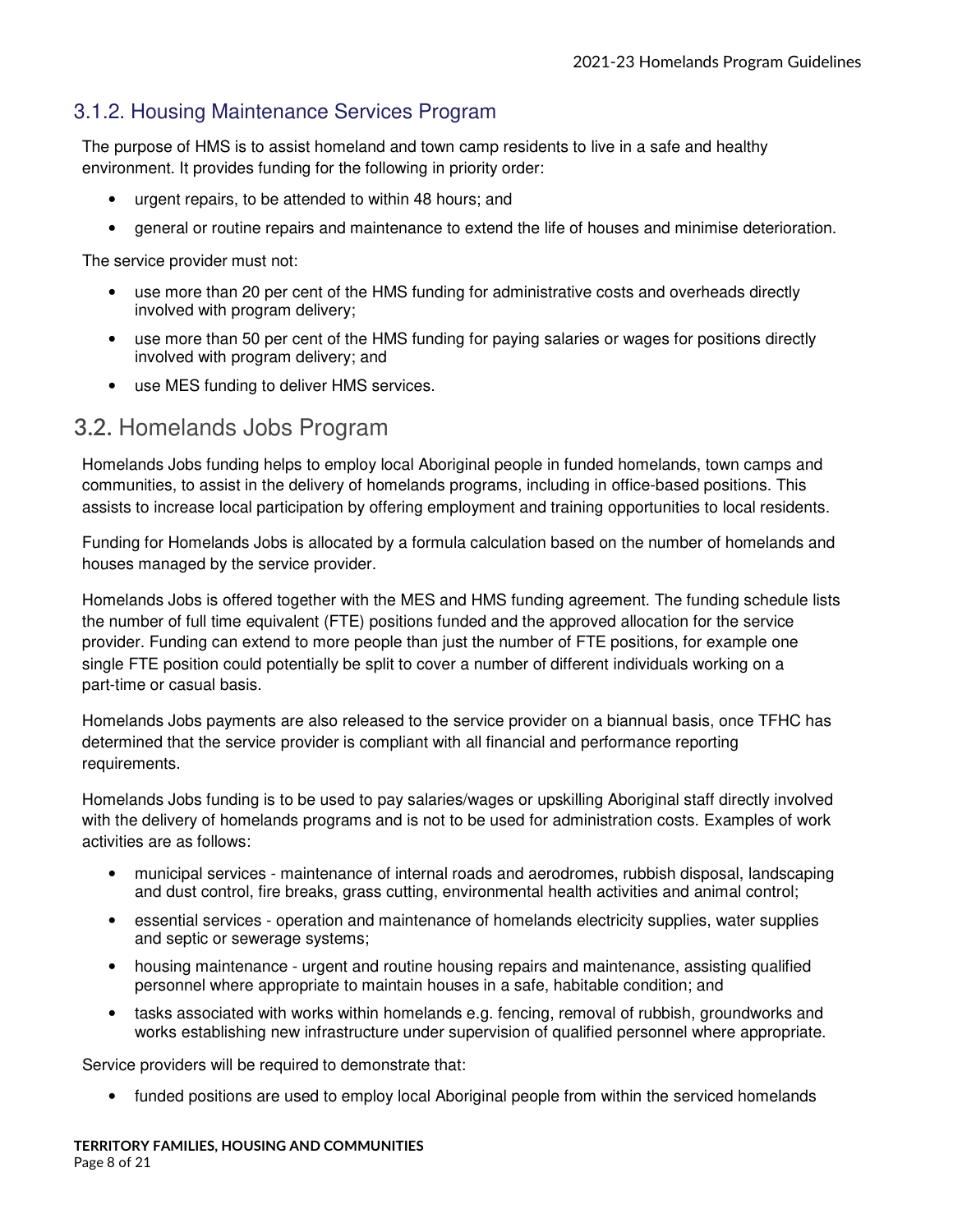### 3.1.2. Housing Maintenance Services Program

The purpose of HMS is to assist homeland and town camp residents to live in a safe and healthy environment. It provides funding for the following in priority order:

- urgent repairs, to be attended to within 48 hours; and
- general or routine repairs and maintenance to extend the life of houses and minimise deterioration.

The service provider must not:

- use more than 20 per cent of the HMS funding for administrative costs and overheads directly involved with program delivery;
- use more than 50 per cent of the HMS funding for paying salaries or wages for positions directly involved with program delivery; and
- use MES funding to deliver HMS services.

## 3.2. Homelands Jobs Program

Homelands Jobs funding helps to employ local Aboriginal people in funded homelands, town camps and communities, to assist in the delivery of homelands programs, including in office-based positions. This assists to increase local participation by offering employment and training opportunities to local residents.

Funding for Homelands Jobs is allocated by a formula calculation based on the number of homelands and houses managed by the service provider.

Homelands Jobs is offered together with the MES and HMS funding agreement. The funding schedule lists the number of full time equivalent (FTE) positions funded and the approved allocation for the service provider. Funding can extend to more people than just the number of FTE positions, for example one single FTE position could potentially be split to cover a number of different individuals working on a part-time or casual basis.

Homelands Jobs payments are also released to the service provider on a biannual basis, once TFHC has determined that the service provider is compliant with all financial and performance reporting requirements.

Homelands Jobs funding is to be used to pay salaries/wages or upskilling Aboriginal staff directly involved with the delivery of homelands programs and is not to be used for administration costs. Examples of work activities are as follows:

- municipal services - maintenance of internal roads and aerodromes, rubbish disposal, landscaping and dust control, fire breaks, grass cutting, environmental health activities and animal control;
- essential services - operation and maintenance of homelands electricity supplies, water supplies and septic or sewerage systems;
- housing maintenance - urgent and routine housing repairs and maintenance, assisting qualified personnel where appropriate to maintain houses in a safe, habitable condition; and
- tasks associated with works within homelands e.g. fencing, removal of rubbish, groundworks and works establishing new infrastructure under supervision of qualified personnel where appropriate.

Service providers will be required to demonstrate that:

- funded positions are used to employ local Aboriginal people from within the serviced homelands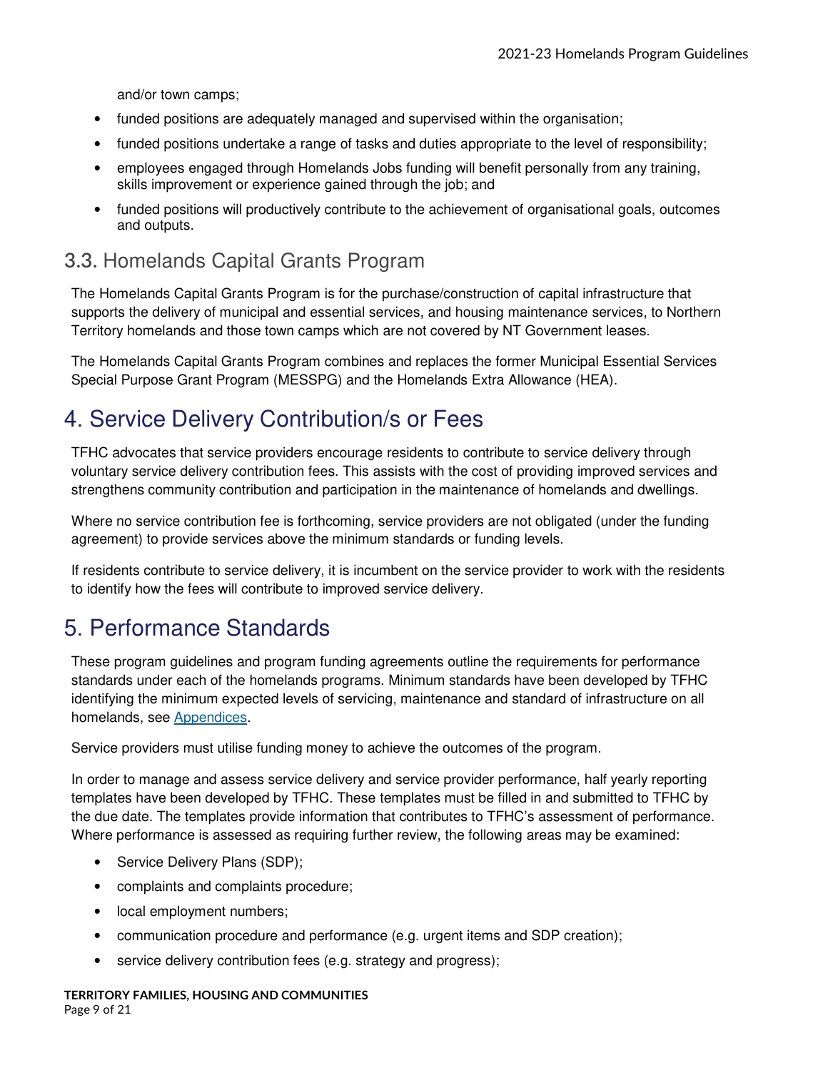and/or town camps;

- funded positions are adequately managed and supervised within the organisation;
- funded positions undertake a range of tasks and duties appropriate to the level of responsibility;
- employees engaged through Homelands Jobs funding will benefit personally from any training, skills improvement or experience gained through the job; and
- funded positions will productively contribute to the achievement of organisational goals, outcomes and outputs.

## 3.3. Homelands Capital Grants Program

The Homelands Capital Grants Program is for the purchase/construction of capital infrastructure that supports the delivery of municipal and essential services, and housing maintenance services, to Northern Territory homelands and those town camps which are not covered by NT Government leases.

The Homelands Capital Grants Program combines and replaces the former Municipal Essential Services Special Purpose Grant Program (MESSPG) and the Homelands Extra Allowance (HEA).

# 4. Service Delivery Contribution/s or Fees

TFHC advocates that service providers encourage residents to contribute to service delivery through voluntary service delivery contribution fees. This assists with the cost of providing improved services and strengthens community contribution and participation in the maintenance of homelands and dwellings.

Where no service contribution fee is forthcoming, service providers are not obligated (under the funding agreement) to provide services above the minimum standards or funding levels.

If residents contribute to service delivery, it is incumbent on the service provider to work with the residents to identify how the fees will contribute to improved service delivery.

# 5. Performance Standards

These program guidelines and program funding agreements outline the requirements for performance standards under each of the homelands programs. Minimum standards have been developed by TFHC identifying the minimum expected levels of servicing, maintenance and standard of infrastructure on all homelands, see Appendices.

Service providers must utilise funding money to achieve the outcomes of the program.

In order to manage and assess service delivery and service provider performance, half yearly reporting templates have been developed by TFHC. These templates must be filled in and submitted to TFHC by the due date. The templates provide information that contributes to TFHC's assessment of performance. Where performance is assessed as requiring further review, the following areas may be examined:

- Service Delivery Plans (SDP);
- complaints and complaints procedure;
- local employment numbers;
- communication procedure and performance (e.g. urgent items and SDP creation);
- service delivery contribution fees (e.g. strategy and progress);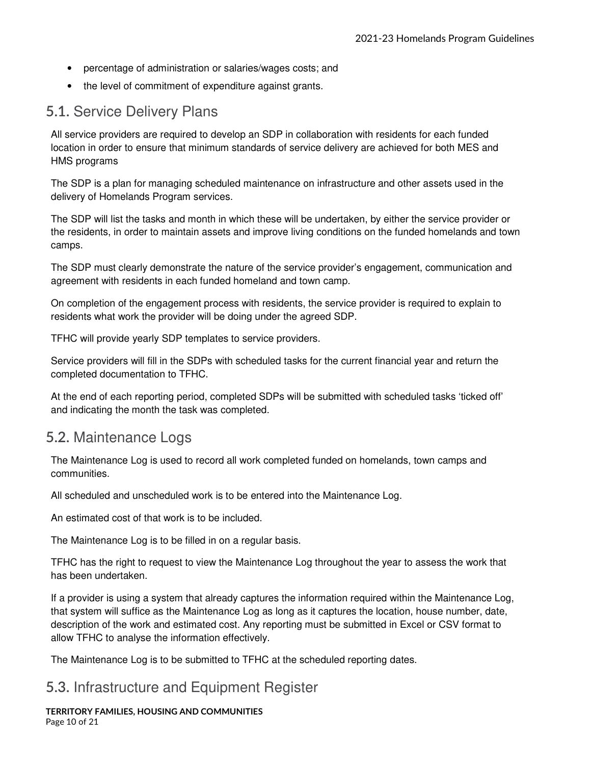- percentage of administration or salaries/wages costs; and
- the level of commitment of expenditure against grants.

## 5.1. Service Delivery Plans

All service providers are required to develop an SDP in collaboration with residents for each funded location in order to ensure that minimum standards of service delivery are achieved for both MES and HMS programs

The SDP is a plan for managing scheduled maintenance on infrastructure and other assets used in the delivery of Homelands Program services.

The SDP will list the tasks and month in which these will be undertaken, by either the service provider or the residents, in order to maintain assets and improve living conditions on the funded homelands and town camps.

The SDP must clearly demonstrate the nature of the service provider's engagement, communication and agreement with residents in each funded homeland and town camp.

On completion of the engagement process with residents, the service provider is required to explain to residents what work the provider will be doing under the agreed SDP.

TFHC will provide yearly SDP templates to service providers.

Service providers will fill in the SDPs with scheduled tasks for the current financial year and return the completed documentation to TFHC.

At the end of each reporting period, completed SDPs will be submitted with scheduled tasks 'ticked off' and indicating the month the task was completed.

## 5.2. Maintenance Logs

The Maintenance Log is used to record all work completed funded on homelands, town camps and communities.

All scheduled and unscheduled work is to be entered into the Maintenance Log.

An estimated cost of that work is to be included.

The Maintenance Log is to be filled in on a regular basis.

TFHC has the right to request to view the Maintenance Log throughout the year to assess the work that has been undertaken.

If a provider is using a system that already captures the information required within the Maintenance Log, that system will suffice as the Maintenance Log as long as it captures the location, house number, date, description of the work and estimated cost. Any reporting must be submitted in Excel or CSV format to allow TFHC to analyse the information effectively.

The Maintenance Log is to be submitted to TFHC at the scheduled reporting dates.

## 5.3. Infrastructure and Equipment Register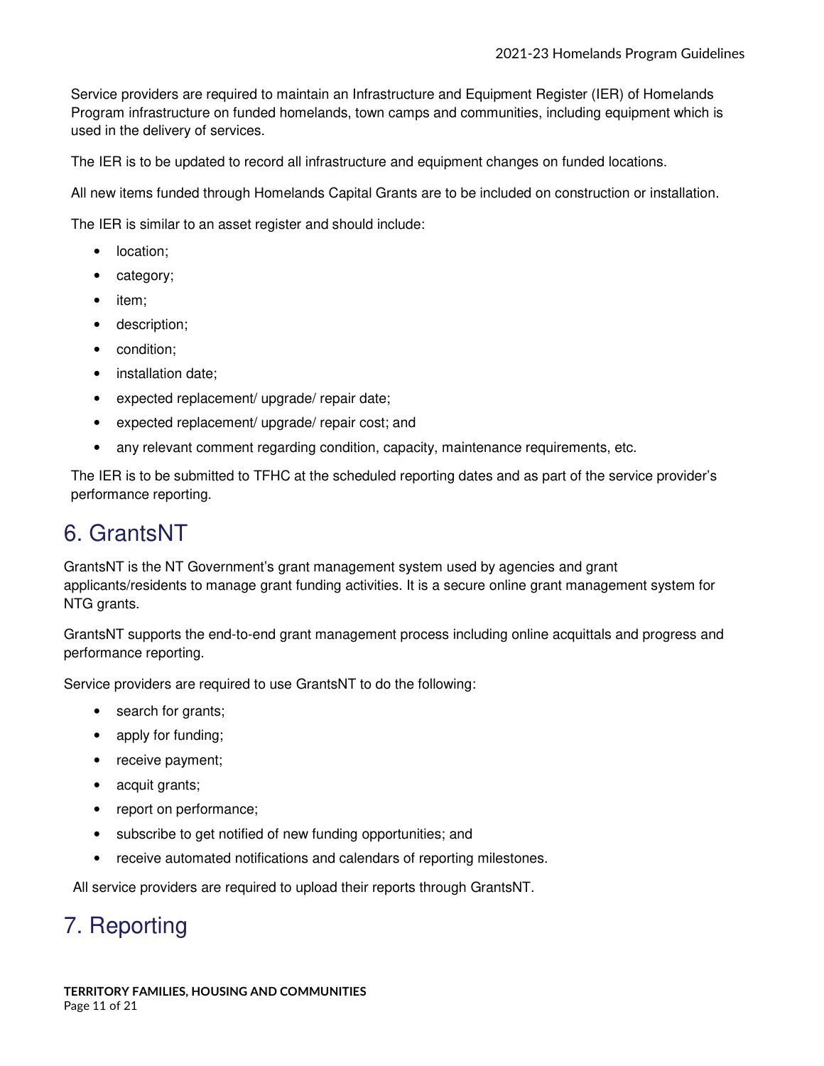Service providers are required to maintain an Infrastructure and Equipment Register (IER) of Homelands Program infrastructure on funded homelands, town camps and communities, including equipment which is used in the delivery of services.

The IER is to be updated to record all infrastructure and equipment changes on funded locations.

All new items funded through Homelands Capital Grants are to be included on construction or installation.

The IER is similar to an asset register and should include:

- location;
- category;
- item;
- description;
- condition;
- installation date;
- expected replacement/ upgrade/ repair date;
- expected replacement/ upgrade/ repair cost; and
- any relevant comment regarding condition, capacity, maintenance requirements, etc.

The IER is to be submitted to TFHC at the scheduled reporting dates and as part of the service provider's performance reporting.

# 6. GrantsNT

GrantsNT is the NT Government's grant management system used by agencies and grant applicants/residents to manage grant funding activities. It is a secure online grant management system for NTG grants.

GrantsNT supports the end-to-end grant management process including online acquittals and progress and performance reporting.

Service providers are required to use GrantsNT to do the following:

- search for grants;
- apply for funding;
- receive payment;
- acquit grants;
- report on performance;
- subscribe to get notified of new funding opportunities; and
- receive automated notifications and calendars of reporting milestones.

All service providers are required to upload their reports through GrantsNT.

# 7. Reporting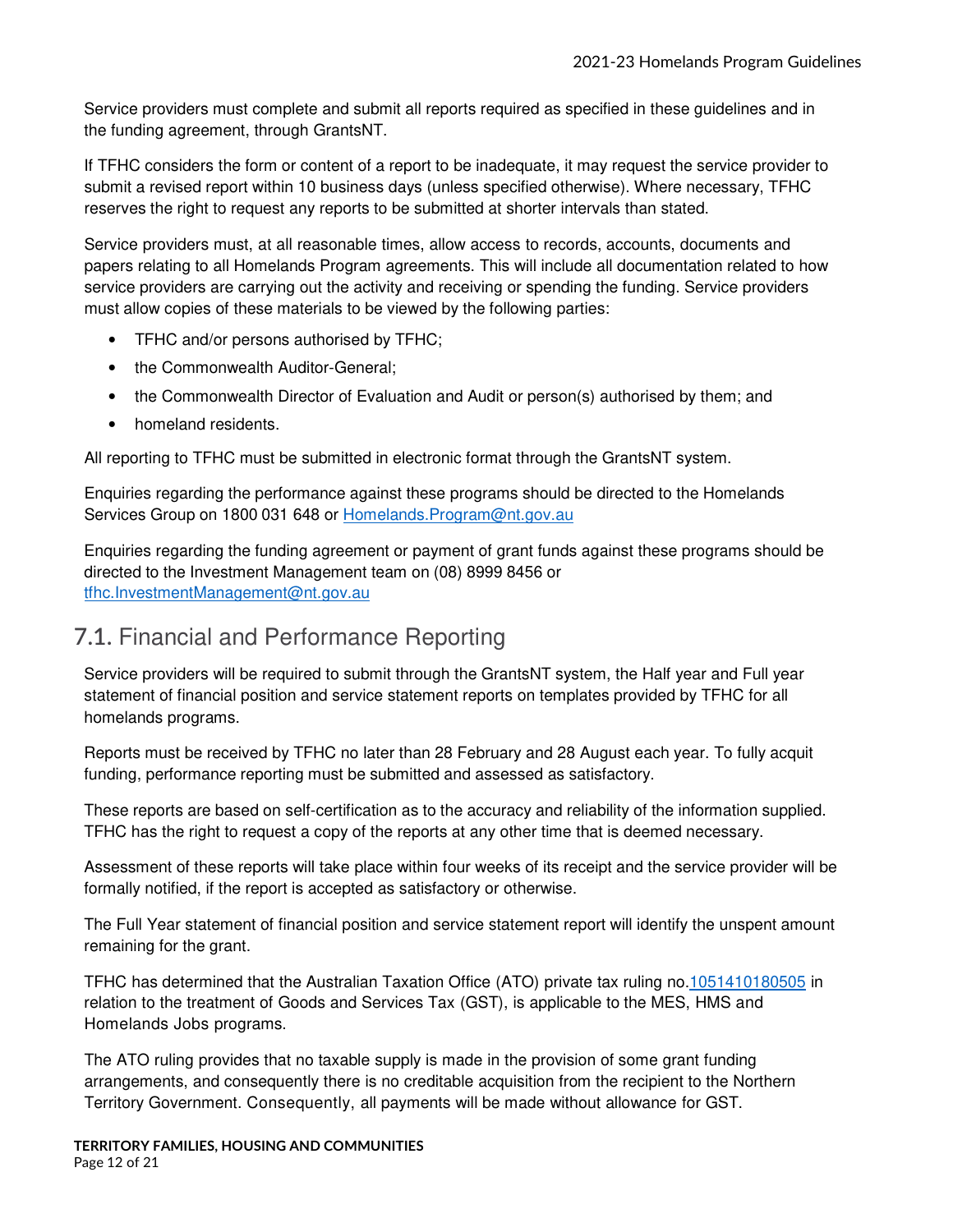Service providers must complete and submit all reports required as specified in these guidelines and in the funding agreement, through GrantsNT.

If TFHC considers the form or content of a report to be inadequate, it may request the service provider to submit a revised report within 10 business days (unless specified otherwise). Where necessary, TFHC reserves the right to request any reports to be submitted at shorter intervals than stated.

Service providers must, at all reasonable times, allow access to records, accounts, documents and papers relating to all Homelands Program agreements. This will include all documentation related to how service providers are carrying out the activity and receiving or spending the funding. Service providers must allow copies of these materials to be viewed by the following parties:

- TFHC and/or persons authorised by TFHC;
- the Commonwealth Auditor-General;
- the Commonwealth Director of Evaluation and Audit or person(s) authorised by them; and
- homeland residents.

All reporting to TFHC must be submitted in electronic format through the GrantsNT system.

Enquiries regarding the performance against these programs should be directed to the Homelands Services Group on 1800 031 648 or Homelands.Program@nt.gov.au

Enquiries regarding the funding agreement or payment of grant funds against these programs should be directed to the Investment Management team on (08) 8999 8456 or tfhc.InvestmentManagement@nt.gov.au

## 7.1. Financial and Performance Reporting

Service providers will be required to submit through the GrantsNT system, the Half year and Full year statement of financial position and service statement reports on templates provided by TFHC for all homelands programs.

Reports must be received by TFHC no later than 28 February and 28 August each year. To fully acquit funding, performance reporting must be submitted and assessed as satisfactory.

These reports are based on self-certification as to the accuracy and reliability of the information supplied. TFHC has the right to request a copy of the reports at any other time that is deemed necessary.

Assessment of these reports will take place within four weeks of its receipt and the service provider will be formally notified, if the report is accepted as satisfactory or otherwise.

The Full Year statement of financial position and service statement report will identify the unspent amount remaining for the grant.

TFHC has determined that the Australian Taxation Office (ATO) private tax ruling no.1051410180505 in relation to the treatment of Goods and Services Tax (GST), is applicable to the MES, HMS and Homelands Jobs programs.

The ATO ruling provides that no taxable supply is made in the provision of some grant funding arrangements, and consequently there is no creditable acquisition from the recipient to the Northern Territory Government. Consequently, all payments will be made without allowance for GST.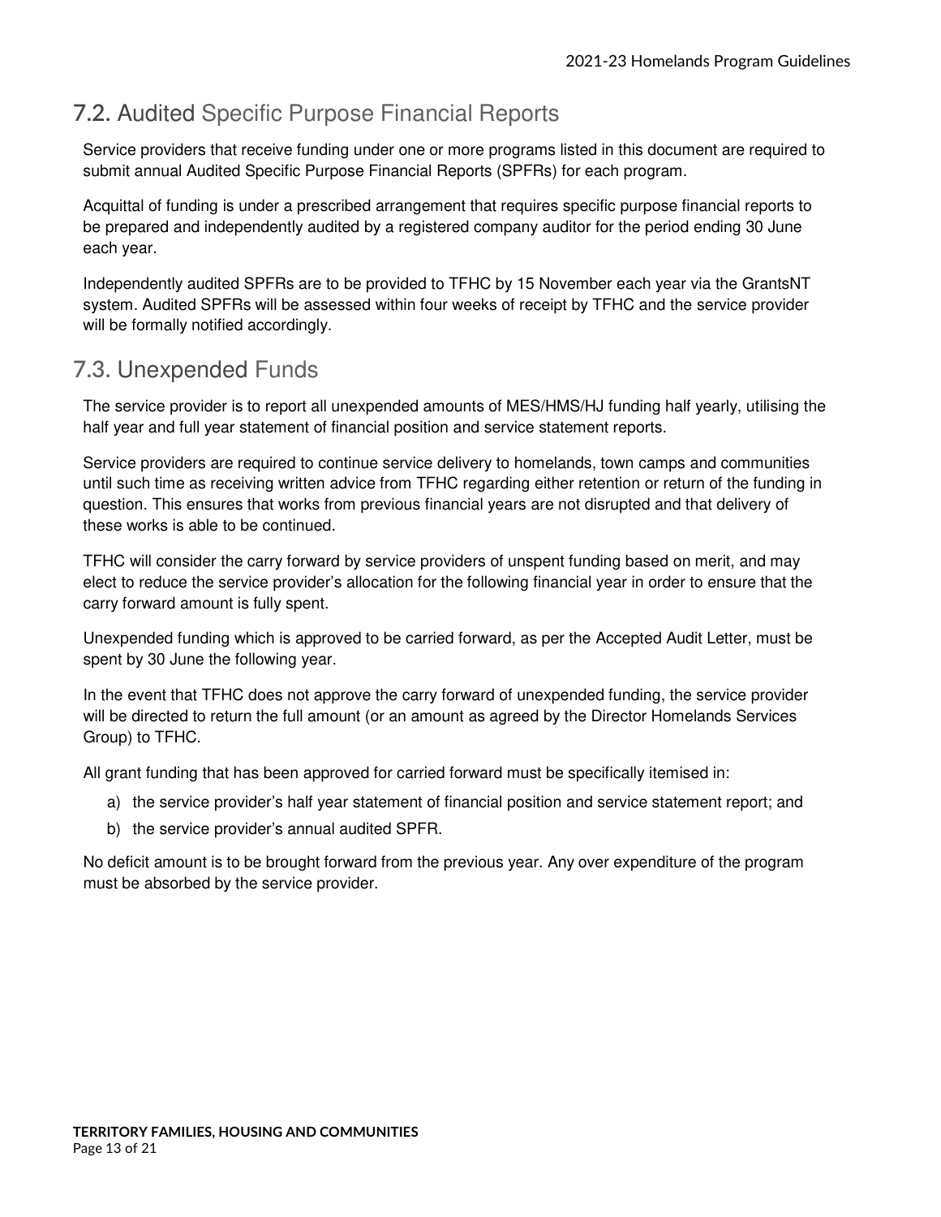## 7.2. Audited Specific Purpose Financial Reports

Service providers that receive funding under one or more programs listed in this document are required to submit annual Audited Specific Purpose Financial Reports (SPFRs) for each program.

Acquittal of funding is under a prescribed arrangement that requires specific purpose financial reports to be prepared and independently audited by a registered company auditor for the period ending 30 June each year.

Independently audited SPFRs are to be provided to TFHC by 15 November each year via the GrantsNT system. Audited SPFRs will be assessed within four weeks of receipt by TFHC and the service provider will be formally notified accordingly.

## 7.3. Unexpended Funds

The service provider is to report all unexpended amounts of MES/HMS/HJ funding half yearly, utilising the half year and full year statement of financial position and service statement reports.

Service providers are required to continue service delivery to homelands, town camps and communities until such time as receiving written advice from TFHC regarding either retention or return of the funding in question. This ensures that works from previous financial years are not disrupted and that delivery of these works is able to be continued.

TFHC will consider the carry forward by service providers of unspent funding based on merit, and may elect to reduce the service provider's allocation for the following financial year in order to ensure that the carry forward amount is fully spent.

Unexpended funding which is approved to be carried forward, as per the Accepted Audit Letter, must be spent by 30 June the following year.

In the event that TFHC does not approve the carry forward of unexpended funding, the service provider will be directed to return the full amount (or an amount as agreed by the Director Homelands Services Group) to TFHC.

All grant funding that has been approved for carried forward must be specifically itemised in:

a) the service provider's half year statement of financial position and service statement report; and
b) the service provider's annual audited SPFR.

No deficit amount is to be brought forward from the previous year. Any over expenditure of the program must be absorbed by the service provider.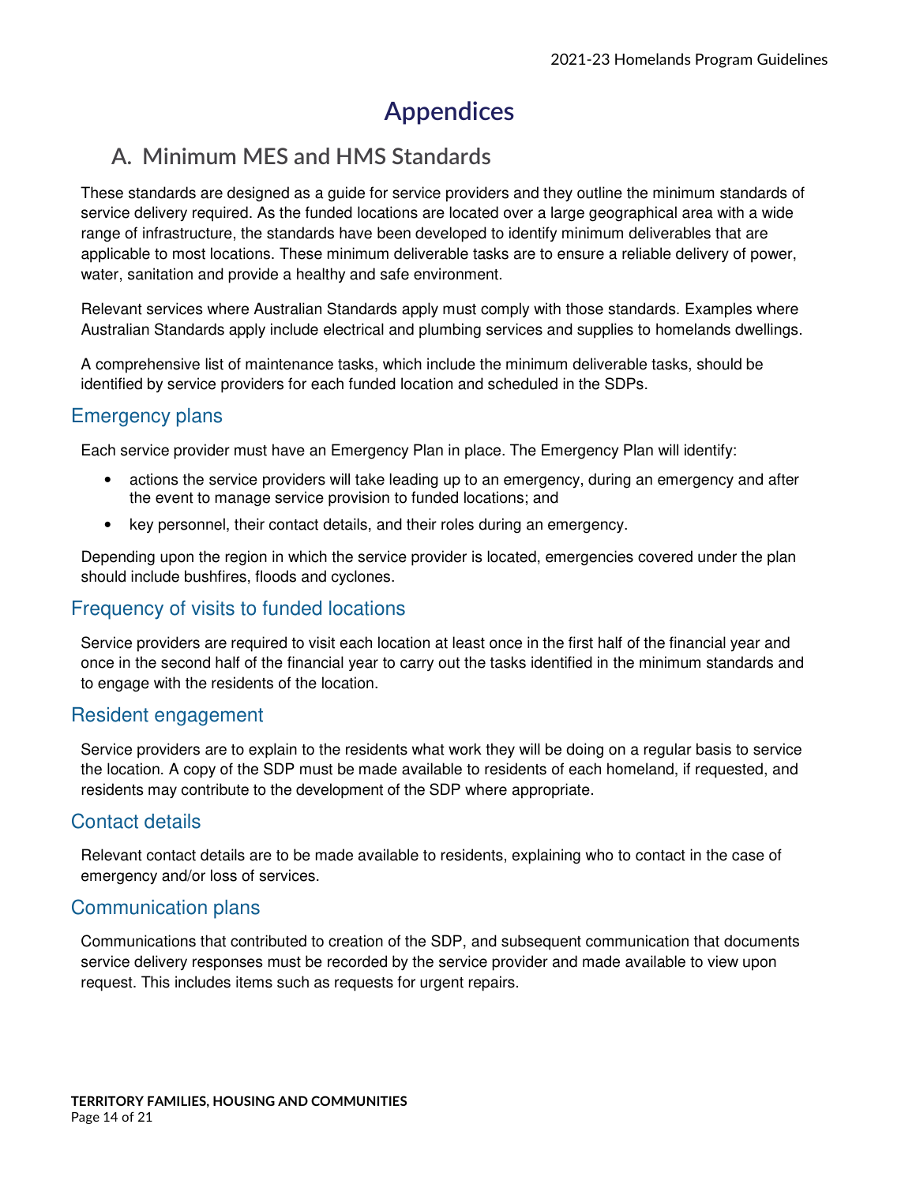# Appendices

## A. Minimum MES and HMS Standards

These standards are designed as a guide for service providers and they outline the minimum standards of service delivery required. As the funded locations are located over a large geographical area with a wide range of infrastructure, the standards have been developed to identify minimum deliverables that are applicable to most locations. These minimum deliverable tasks are to ensure a reliable delivery of power, water, sanitation and provide a healthy and safe environment.

Relevant services where Australian Standards apply must comply with those standards. Examples where Australian Standards apply include electrical and plumbing services and supplies to homelands dwellings.

A comprehensive list of maintenance tasks, which include the minimum deliverable tasks, should be identified by service providers for each funded location and scheduled in the SDPs.

### Emergency plans

Each service provider must have an Emergency Plan in place. The Emergency Plan will identify:

- actions the service providers will take leading up to an emergency, during an emergency and after the event to manage service provision to funded locations; and
- key personnel, their contact details, and their roles during an emergency.

Depending upon the region in which the service provider is located, emergencies covered under the plan should include bushfires, floods and cyclones.

### Frequency of visits to funded locations

Service providers are required to visit each location at least once in the first half of the financial year and once in the second half of the financial year to carry out the tasks identified in the minimum standards and to engage with the residents of the location.

### Resident engagement

Service providers are to explain to the residents what work they will be doing on a regular basis to service the location. A copy of the SDP must be made available to residents of each homeland, if requested, and residents may contribute to the development of the SDP where appropriate.

### Contact details

Relevant contact details are to be made available to residents, explaining who to contact in the case of emergency and/or loss of services.

### Communication plans

Communications that contributed to creation of the SDP, and subsequent communication that documents service delivery responses must be recorded by the service provider and made available to view upon request. This includes items such as requests for urgent repairs.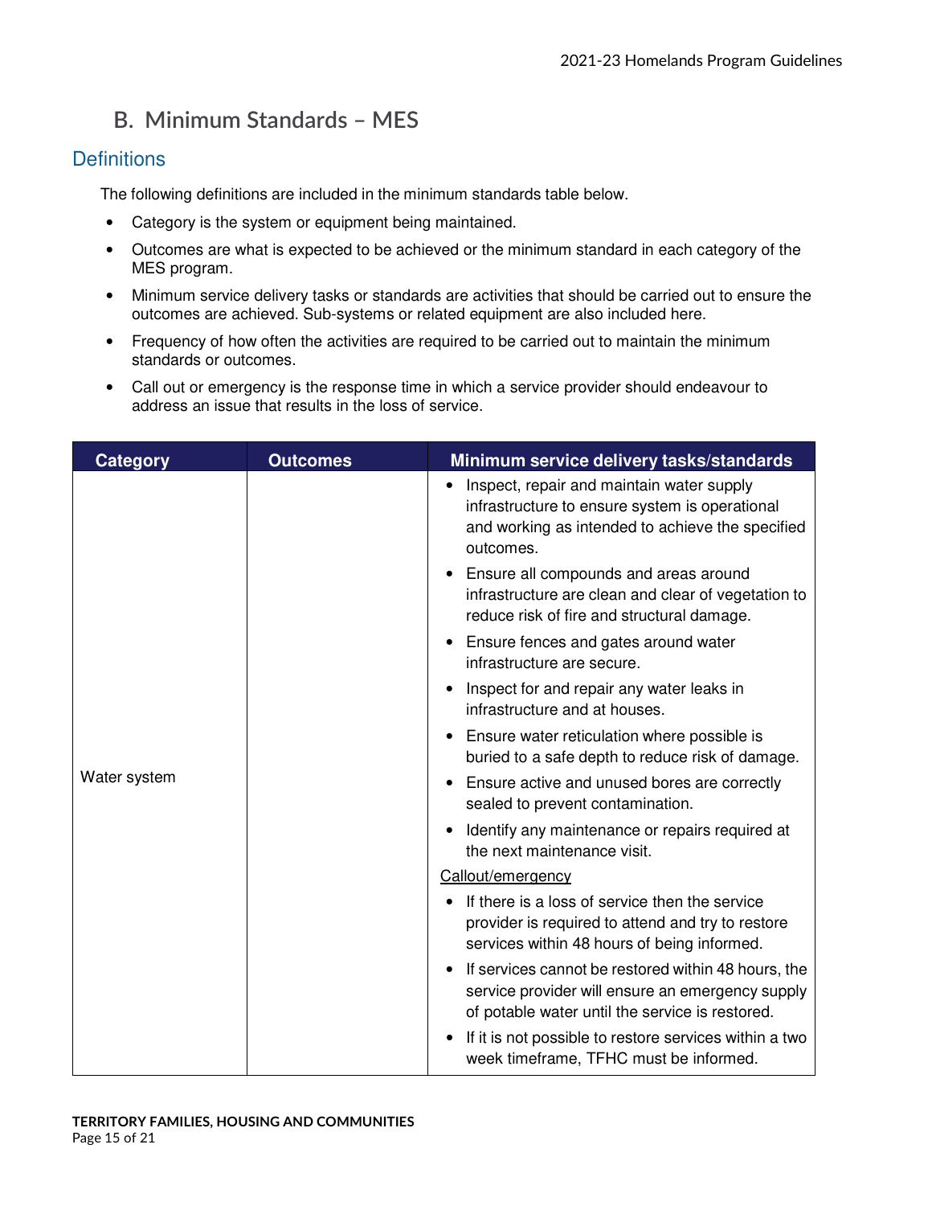## B. Minimum Standards – MES

### Definitions

The following definitions are included in the minimum standards table below.

- Category is the system or equipment being maintained.
- Outcomes are what is expected to be achieved or the minimum standard in each category of the MES program.
- Minimum service delivery tasks or standards are activities that should be carried out to ensure the outcomes are achieved. Sub-systems or related equipment are also included here.
- Frequency of how often the activities are required to be carried out to maintain the minimum standards or outcomes.
- Call out or emergency is the response time in which a service provider should endeavour to address an issue that results in the loss of service.

| Category | Outcomes | Minimum service delivery tasks/standards |
|---|---|---|
| Water system | | • Inspect, repair and maintain water supply infrastructure to ensure system is operational and working as intended to achieve the specified outcomes.<br>• Ensure all compounds and areas around infrastructure are clean and clear of vegetation to reduce risk of fire and structural damage.<br>• Ensure fences and gates around water infrastructure are secure.<br>• Inspect for and repair any water leaks in infrastructure and at houses.<br>• Ensure water reticulation where possible is buried to a safe depth to reduce risk of damage.<br>• Ensure active and unused bores are correctly sealed to prevent contamination.<br>• Identify any maintenance or repairs required at the next maintenance visit.<br>Callout/emergency<br>• If there is a loss of service then the service provider is required to attend and try to restore services within 48 hours of being informed.<br>• If services cannot be restored within 48 hours, the service provider will ensure an emergency supply of potable water until the service is restored.<br>• If it is not possible to restore services within a two week timeframe, TFHC must be informed. |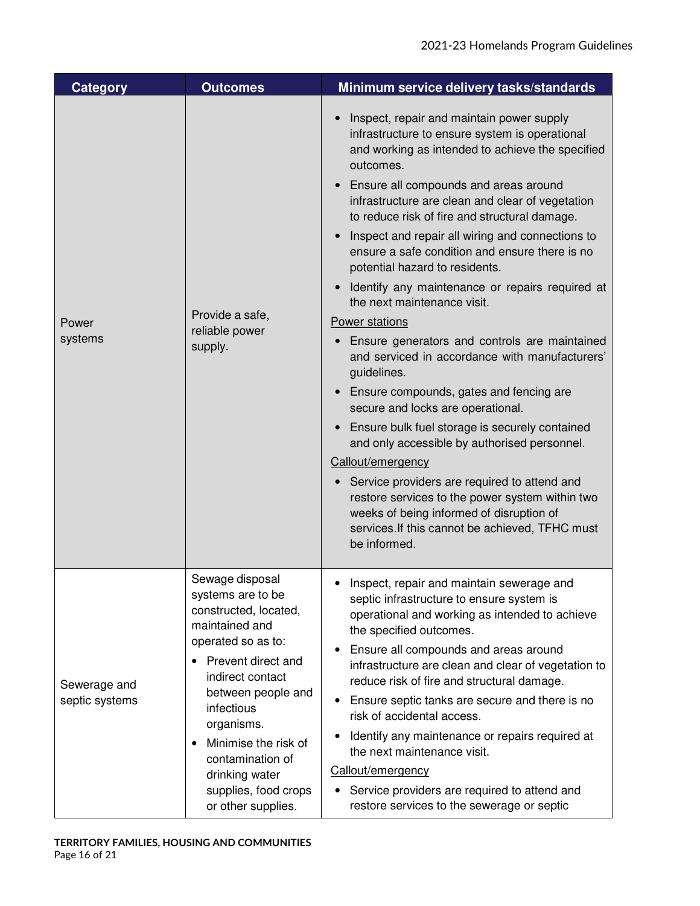| Category | Outcomes | Minimum service delivery tasks/standards |
|---|---|---|
| Power systems | Provide a safe, reliable power supply. | • Inspect, repair and maintain power supply infrastructure to ensure system is operational and working as intended to achieve the specified outcomes.<br>• Ensure all compounds and areas around infrastructure are clean and clear of vegetation to reduce risk of fire and structural damage.<br>• Inspect and repair all wiring and connections to ensure a safe condition and ensure there is no potential hazard to residents.<br>• Identify any maintenance or repairs required at the next maintenance visit.<br><u>Power stations</u><br>• Ensure generators and controls are maintained and serviced in accordance with manufacturers' guidelines.<br>• Ensure compounds, gates and fencing are secure and locks are operational.<br>• Ensure bulk fuel storage is securely contained and only accessible by authorised personnel.<br><u>Callout/emergency</u><br>• Service providers are required to attend and restore services to the power system within two weeks of being informed of disruption of services.If this cannot be achieved, TFHC must be informed. |
| Sewerage and septic systems | Sewage disposal systems are to be constructed, located, maintained and operated so as to:<br>• Prevent direct and indirect contact between people and infectious organisms.<br>• Minimise the risk of contamination of drinking water supplies, food crops or other supplies. | • Inspect, repair and maintain sewerage and septic infrastructure to ensure system is operational and working as intended to achieve the specified outcomes.<br>• Ensure all compounds and areas around infrastructure are clean and clear of vegetation to reduce risk of fire and structural damage.<br>• Ensure septic tanks are secure and there is no risk of accidental access.<br>• Identify any maintenance or repairs required at the next maintenance visit.<br><u>Callout/emergency</u><br>• Service providers are required to attend and restore services to the sewerage or septic |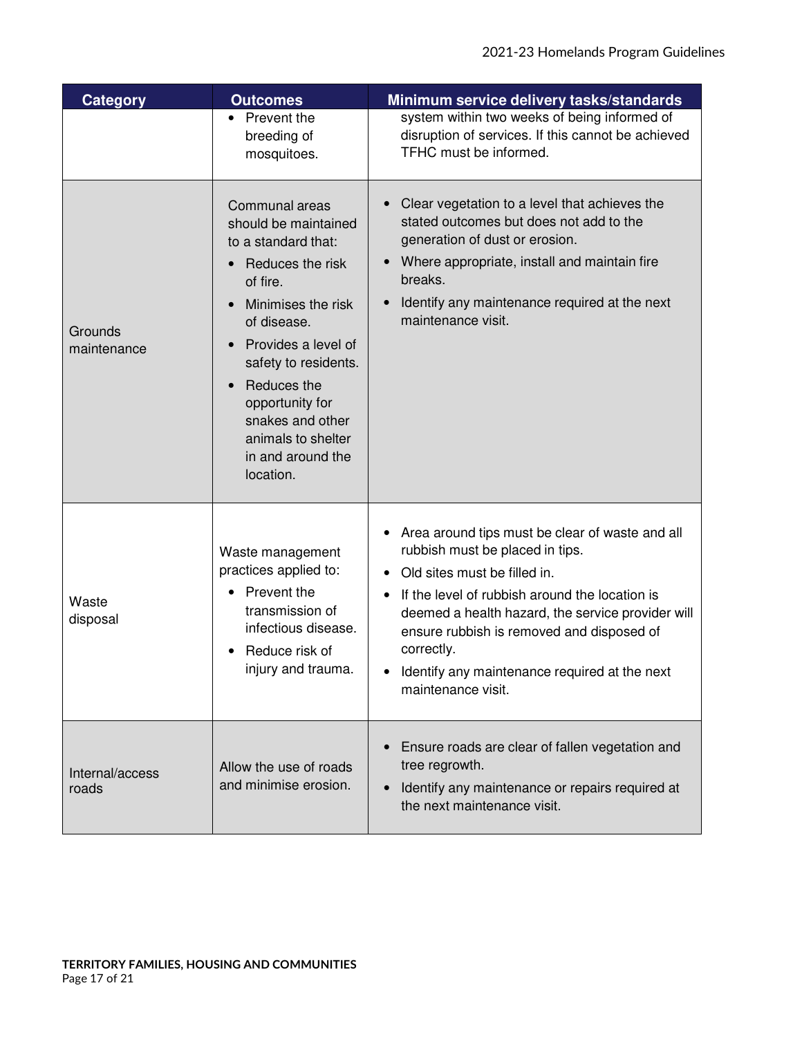| Category | Outcomes | Minimum service delivery tasks/standards |
|---|---|---|
| | • Prevent the breeding of mosquitoes. | system within two weeks of being informed of disruption of services. If this cannot be achieved TFHC must be informed. |
| Grounds maintenance | Communal areas should be maintained to a standard that:<br>• Reduces the risk of fire.<br>• Minimises the risk of disease.<br>• Provides a level of safety to residents.<br>• Reduces the opportunity for snakes and other animals to shelter in and around the location. | • Clear vegetation to a level that achieves the stated outcomes but does not add to the generation of dust or erosion.<br>• Where appropriate, install and maintain fire breaks.<br>• Identify any maintenance required at the next maintenance visit. |
| Waste disposal | Waste management practices applied to:<br>• Prevent the transmission of infectious disease.<br>• Reduce risk of injury and trauma. | • Area around tips must be clear of waste and all rubbish must be placed in tips.<br>• Old sites must be filled in.<br>• If the level of rubbish around the location is deemed a health hazard, the service provider will ensure rubbish is removed and disposed of correctly.<br>• Identify any maintenance required at the next maintenance visit. |
| Internal/access roads | Allow the use of roads and minimise erosion. | • Ensure roads are clear of fallen vegetation and tree regrowth.<br>• Identify any maintenance or repairs required at the next maintenance visit. |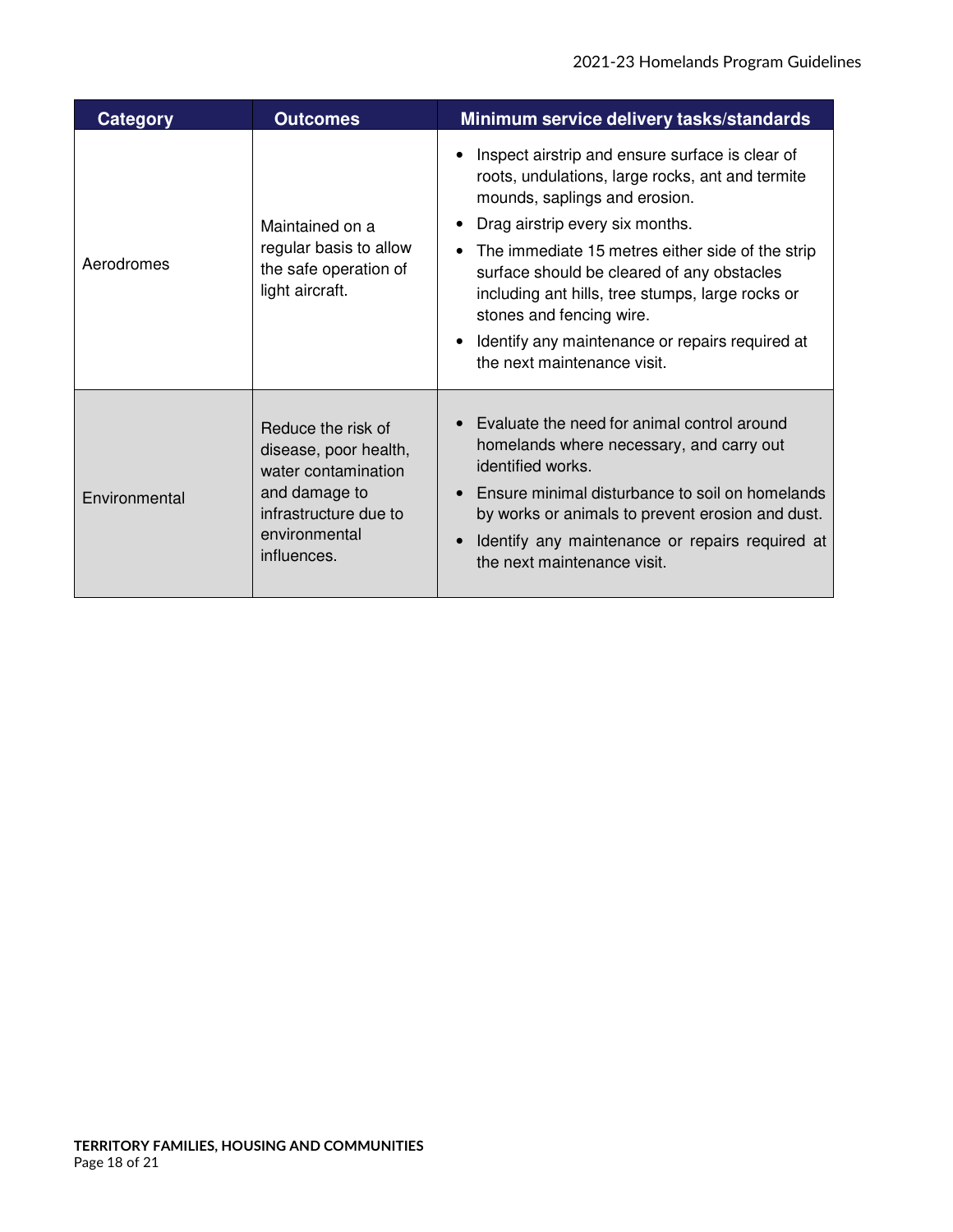| Category | Outcomes | Minimum service delivery tasks/standards |
| --- | --- | --- |
| Aerodromes | Maintained on a regular basis to allow the safe operation of light aircraft. | • Inspect airstrip and ensure surface is clear of roots, undulations, large rocks, ant and termite mounds, saplings and erosion.<br>• Drag airstrip every six months.<br>• The immediate 15 metres either side of the strip surface should be cleared of any obstacles including ant hills, tree stumps, large rocks or stones and fencing wire.<br>• Identify any maintenance or repairs required at the next maintenance visit. |
| Environmental | Reduce the risk of disease, poor health, water contamination and damage to infrastructure due to environmental influences. | • Evaluate the need for animal control around homelands where necessary, and carry out identified works.<br>• Ensure minimal disturbance to soil on homelands by works or animals to prevent erosion and dust.<br>• Identify any maintenance or repairs required at the next maintenance visit. |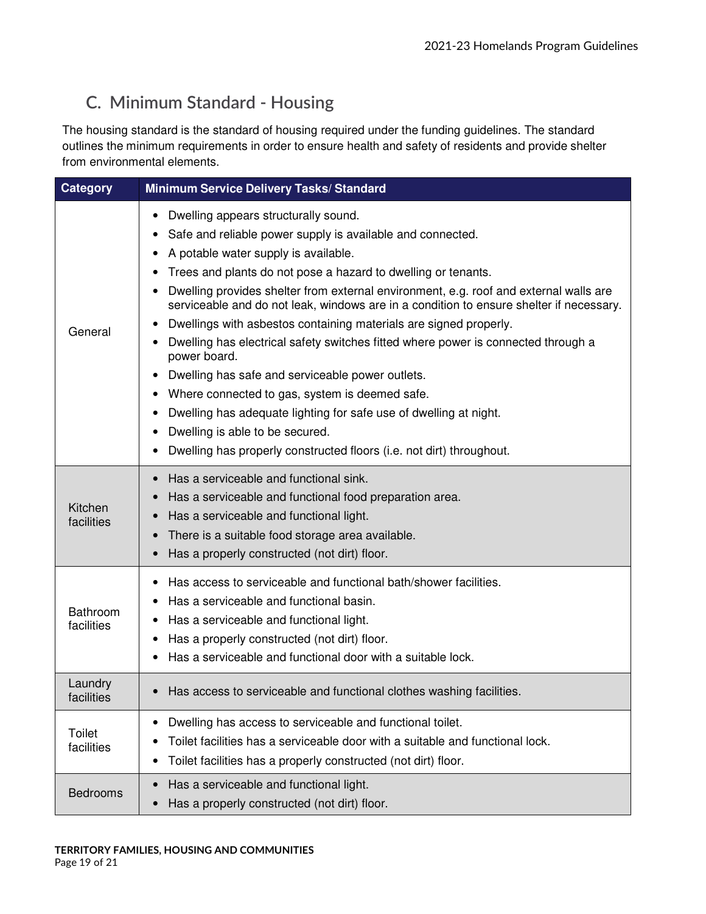## C. Minimum Standard - Housing

The housing standard is the standard of housing required under the funding guidelines. The standard outlines the minimum requirements in order to ensure health and safety of residents and provide shelter from environmental elements.

| Category | Minimum Service Delivery Tasks/ Standard |
|---|---|
| General | • Dwelling appears structurally sound.<br>• Safe and reliable power supply is available and connected.<br>• A potable water supply is available.<br>• Trees and plants do not pose a hazard to dwelling or tenants.<br>• Dwelling provides shelter from external environment, e.g. roof and external walls are serviceable and do not leak, windows are in a condition to ensure shelter if necessary.<br>• Dwellings with asbestos containing materials are signed properly.<br>• Dwelling has electrical safety switches fitted where power is connected through a power board.<br>• Dwelling has safe and serviceable power outlets.<br>• Where connected to gas, system is deemed safe.<br>• Dwelling has adequate lighting for safe use of dwelling at night.<br>• Dwelling is able to be secured.<br>• Dwelling has properly constructed floors (i.e. not dirt) throughout. |
| Kitchen facilities | • Has a serviceable and functional sink.<br>• Has a serviceable and functional food preparation area.<br>• Has a serviceable and functional light.<br>• There is a suitable food storage area available.<br>• Has a properly constructed (not dirt) floor. |
| Bathroom facilities | • Has access to serviceable and functional bath/shower facilities.<br>• Has a serviceable and functional basin.<br>• Has a serviceable and functional light.<br>• Has a properly constructed (not dirt) floor.<br>• Has a serviceable and functional door with a suitable lock. |
| Laundry facilities | • Has access to serviceable and functional clothes washing facilities. |
| Toilet facilities | • Dwelling has access to serviceable and functional toilet.<br>• Toilet facilities has a serviceable door with a suitable and functional lock.<br>• Toilet facilities has a properly constructed (not dirt) floor. |
| Bedrooms | • Has a serviceable and functional light.<br>• Has a properly constructed (not dirt) floor. |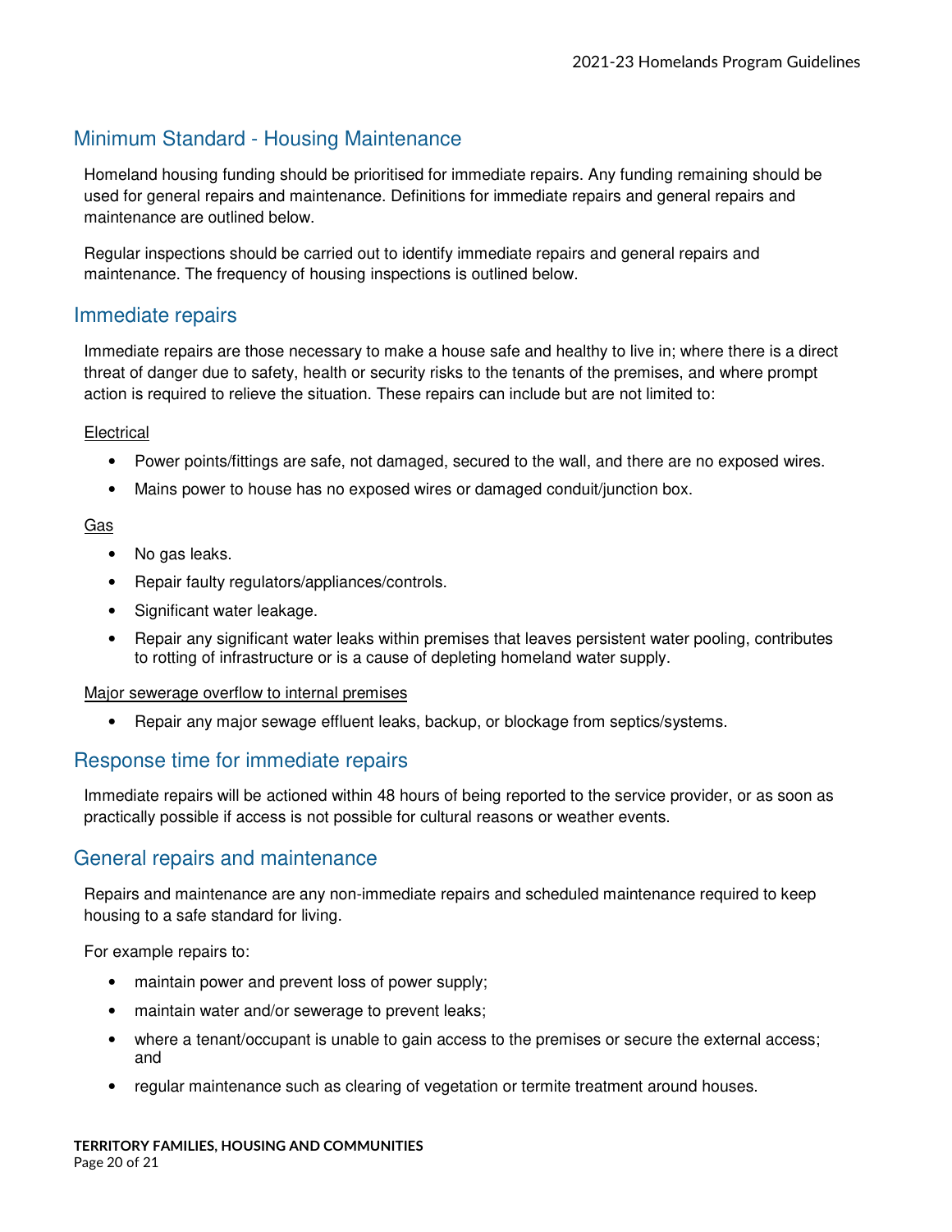## Minimum Standard - Housing Maintenance

Homeland housing funding should be prioritised for immediate repairs. Any funding remaining should be used for general repairs and maintenance. Definitions for immediate repairs and general repairs and maintenance are outlined below.

Regular inspections should be carried out to identify immediate repairs and general repairs and maintenance. The frequency of housing inspections is outlined below.

## Immediate repairs

Immediate repairs are those necessary to make a house safe and healthy to live in; where there is a direct threat of danger due to safety, health or security risks to the tenants of the premises, and where prompt action is required to relieve the situation. These repairs can include but are not limited to:

<u>Electrical</u>

- Power points/fittings are safe, not damaged, secured to the wall, and there are no exposed wires.
- Mains power to house has no exposed wires or damaged conduit/junction box.

<u>Gas</u>

- No gas leaks.
- Repair faulty regulators/appliances/controls.
- Significant water leakage.
- Repair any significant water leaks within premises that leaves persistent water pooling, contributes to rotting of infrastructure or is a cause of depleting homeland water supply.

<u>Major sewerage overflow to internal premises</u>

- Repair any major sewage effluent leaks, backup, or blockage from septics/systems.

## Response time for immediate repairs

Immediate repairs will be actioned within 48 hours of being reported to the service provider, or as soon as practically possible if access is not possible for cultural reasons or weather events.

## General repairs and maintenance

Repairs and maintenance are any non-immediate repairs and scheduled maintenance required to keep housing to a safe standard for living.

For example repairs to:

- maintain power and prevent loss of power supply;
- maintain water and/or sewerage to prevent leaks;
- where a tenant/occupant is unable to gain access to the premises or secure the external access; and
- regular maintenance such as clearing of vegetation or termite treatment around houses.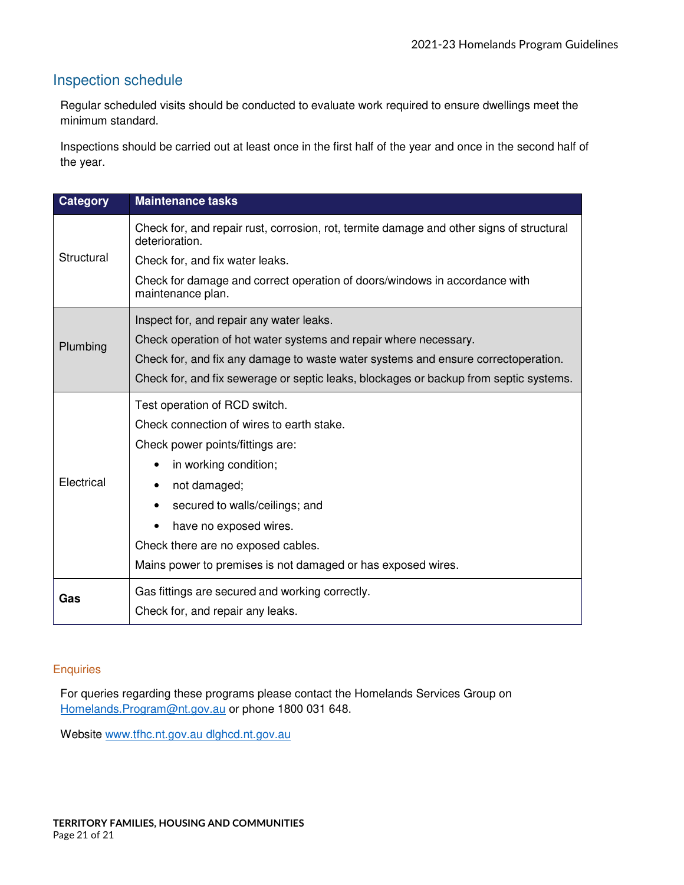## Inspection schedule

Regular scheduled visits should be conducted to evaluate work required to ensure dwellings meet the minimum standard.

Inspections should be carried out at least once in the first half of the year and once in the second half of the year.

| Category | Maintenance tasks |
| --- | --- |
| Structural | Check for, and repair rust, corrosion, rot, termite damage and other signs of structural deterioration.<br>Check for, and fix water leaks.<br>Check for damage and correct operation of doors/windows in accordance with maintenance plan. |
| Plumbing | Inspect for, and repair any water leaks.<br>Check operation of hot water systems and repair where necessary.<br>Check for, and fix any damage to waste water systems and ensure correctoperation.<br>Check for, and fix sewerage or septic leaks, blockages or backup from septic systems. |
| Electrical | Test operation of RCD switch.<br>Check connection of wires to earth stake.<br>Check power points/fittings are:<br>• in working condition;<br>• not damaged;<br>• secured to walls/ceilings; and<br>• have no exposed wires.<br>Check there are no exposed cables.<br>Mains power to premises is not damaged or has exposed wires. |
| **Gas** | Gas fittings are secured and working correctly.<br>Check for, and repair any leaks. |

### Enquiries

For queries regarding these programs please contact the Homelands Services Group on [Homelands.Program@nt.gov.au](mailto:Homelands.Program@nt.gov.au) or phone 1800 031 648.

Website www.tfhc.nt.gov.au dlghcd.nt.gov.au

**TERRITORY FAMILIES, HOUSING AND COMMUNITIES**